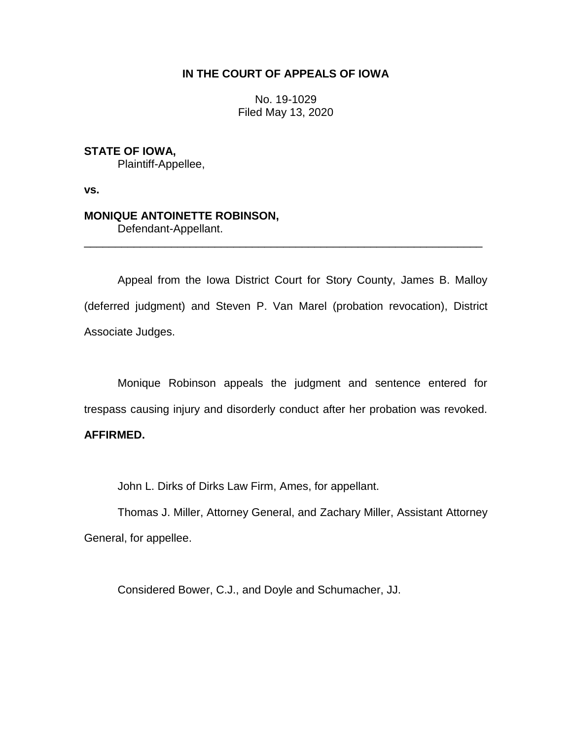**IN THE COURT OF APPEALS OF IOWA**

No. 19-1029
Filed May 13, 2020

**STATE OF IOWA,**
Plaintiff-Appellee,

**vs.**

**MONIQUE ANTOINETTE ROBINSON,**
Defendant-Appellant.

---

Appeal from the Iowa District Court for Story County, James B. Malloy (deferred judgment) and Steven P. Van Marel (probation revocation), District Associate Judges.

Monique Robinson appeals the judgment and sentence entered for trespass causing injury and disorderly conduct after her probation was revoked. **AFFIRMED.**

John L. Dirks of Dirks Law Firm, Ames, for appellant.

Thomas J. Miller, Attorney General, and Zachary Miller, Assistant Attorney General, for appellee.

Considered Bower, C.J., and Doyle and Schumacher, JJ.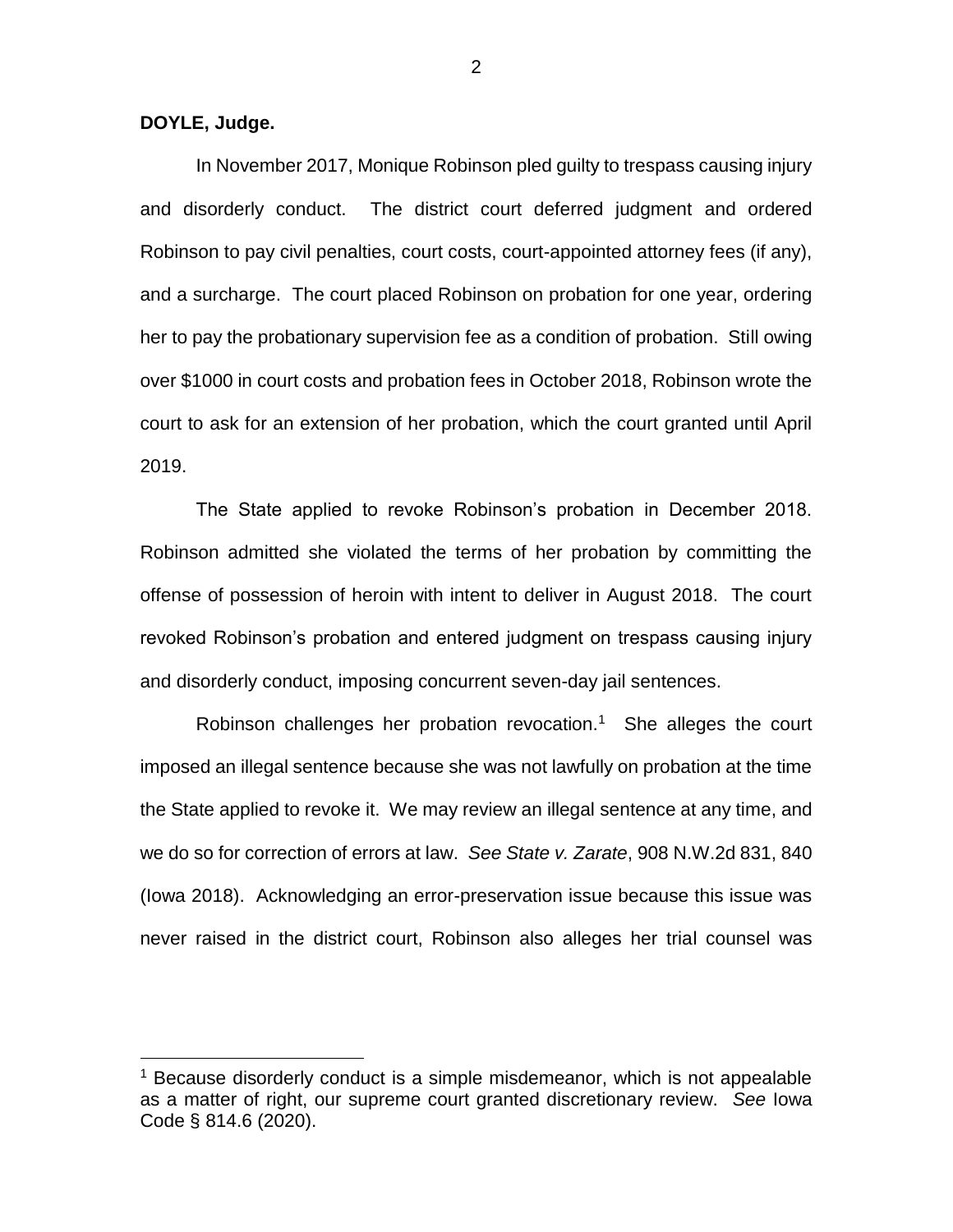**DOYLE, Judge.**

In November 2017, Monique Robinson pled guilty to trespass causing injury and disorderly conduct. The district court deferred judgment and ordered Robinson to pay civil penalties, court costs, court-appointed attorney fees (if any), and a surcharge. The court placed Robinson on probation for one year, ordering her to pay the probationary supervision fee as a condition of probation. Still owing over $1000 in court costs and probation fees in October 2018, Robinson wrote the court to ask for an extension of her probation, which the court granted until April 2019.

The State applied to revoke Robinson's probation in December 2018. Robinson admitted she violated the terms of her probation by committing the offense of possession of heroin with intent to deliver in August 2018. The court revoked Robinson's probation and entered judgment on trespass causing injury and disorderly conduct, imposing concurrent seven-day jail sentences.

Robinson challenges her probation revocation.[1] She alleges the court imposed an illegal sentence because she was not lawfully on probation at the time the State applied to revoke it. We may review an illegal sentence at any time, and we do so for correction of errors at law. *See State v. Zarate*, 908 N.W.2d 831, 840 (Iowa 2018). Acknowledging an error-preservation issue because this issue was never raised in the district court, Robinson also alleges her trial counsel was

[1] Because disorderly conduct is a simple misdemeanor, which is not appealable as a matter of right, our supreme court granted discretionary review. *See* Iowa Code § 814.6 (2020).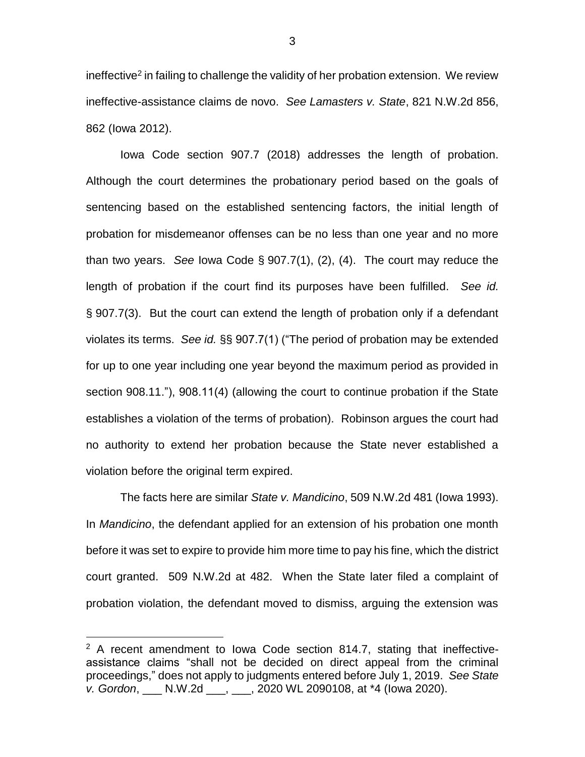ineffective[2] in failing to challenge the validity of her probation extension. We review ineffective-assistance claims de novo. *See Lamasters v. State*, 821 N.W.2d 856, 862 (Iowa 2012).

Iowa Code section 907.7 (2018) addresses the length of probation. Although the court determines the probationary period based on the goals of sentencing based on the established sentencing factors, the initial length of probation for misdemeanor offenses can be no less than one year and no more than two years. *See* Iowa Code § 907.7(1), (2), (4). The court may reduce the length of probation if the court find its purposes have been fulfilled. *See id.* § 907.7(3). But the court can extend the length of probation only if a defendant violates its terms. *See id.* §§ 907.7(1) ("The period of probation may be extended for up to one year including one year beyond the maximum period as provided in section 908.11."), 908.11(4) (allowing the court to continue probation if the State establishes a violation of the terms of probation). Robinson argues the court had no authority to extend her probation because the State never established a violation before the original term expired.

The facts here are similar *State v. Mandicino*, 509 N.W.2d 481 (Iowa 1993). In *Mandicino*, the defendant applied for an extension of his probation one month before it was set to expire to provide him more time to pay his fine, which the district court granted. 509 N.W.2d at 482. When the State later filed a complaint of probation violation, the defendant moved to dismiss, arguing the extension was

[2] A recent amendment to Iowa Code section 814.7, stating that ineffective-assistance claims "shall not be decided on direct appeal from the criminal proceedings," does not apply to judgments entered before July 1, 2019. *See State v. Gordon*, ___ N.W.2d ___, ___, 2020 WL 2090108, at *4 (Iowa 2020).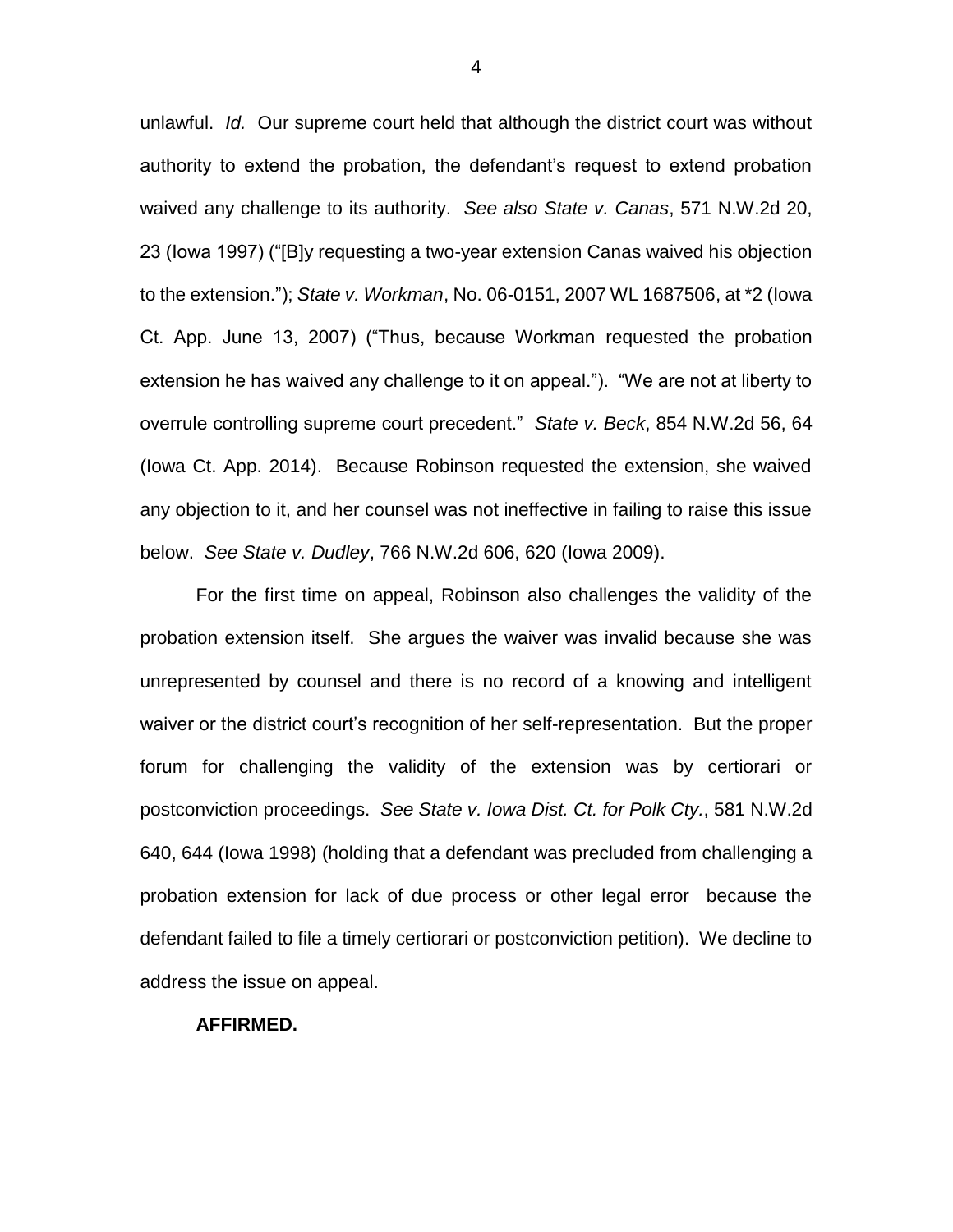unlawful. *Id.* Our supreme court held that although the district court was without authority to extend the probation, the defendant's request to extend probation waived any challenge to its authority. *See also State v. Canas*, 571 N.W.2d 20, 23 (Iowa 1997) ("[B]y requesting a two-year extension Canas waived his objection to the extension."); *State v. Workman*, No. 06-0151, 2007 WL 1687506, at *2 (Iowa Ct. App. June 13, 2007) ("Thus, because Workman requested the probation extension he has waived any challenge to it on appeal."). "We are not at liberty to overrule controlling supreme court precedent." *State v. Beck*, 854 N.W.2d 56, 64 (Iowa Ct. App. 2014). Because Robinson requested the extension, she waived any objection to it, and her counsel was not ineffective in failing to raise this issue below. *See State v. Dudley*, 766 N.W.2d 606, 620 (Iowa 2009).

For the first time on appeal, Robinson also challenges the validity of the probation extension itself. She argues the waiver was invalid because she was unrepresented by counsel and there is no record of a knowing and intelligent waiver or the district court's recognition of her self-representation. But the proper forum for challenging the validity of the extension was by certiorari or postconviction proceedings. *See State v. Iowa Dist. Ct. for Polk Cty.*, 581 N.W.2d 640, 644 (Iowa 1998) (holding that a defendant was precluded from challenging a probation extension for lack of due process or other legal error because the defendant failed to file a timely certiorari or postconviction petition). We decline to address the issue on appeal.

**AFFIRMED.**